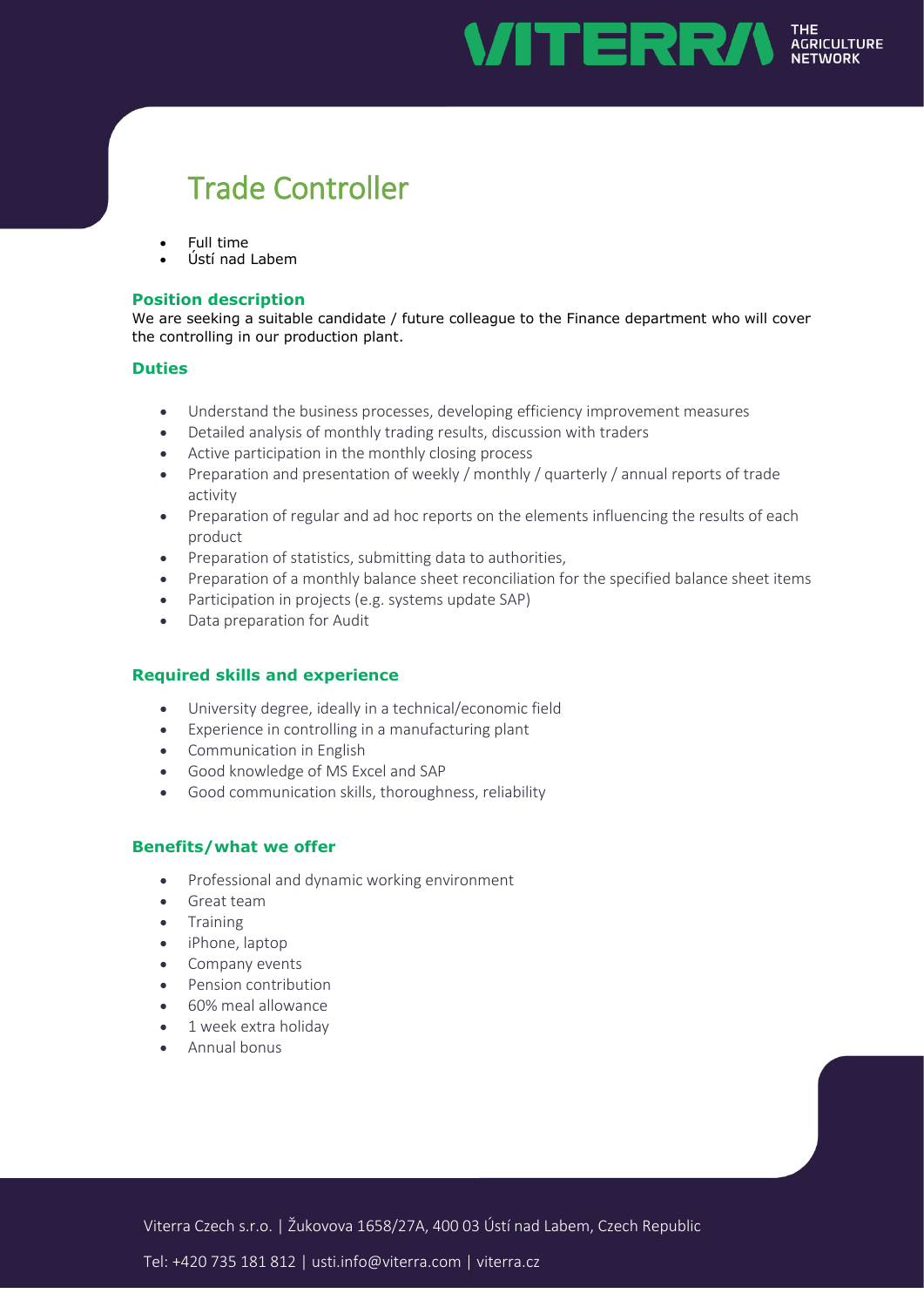# Trade Controller

- Full time
- Ústí nad Labem

### Position description

We are seeking a suitable candidate / future colleague to the Finance department who will cover the controlling in our production plant.

### Duties

- Understand the business processes, developing efficiency improvement measures
- Detailed analysis of monthly trading results, discussion with traders
- Active participation in the monthly closing process
- Preparation and presentation of weekly / monthly / quarterly / annual reports of trade activity
- Preparation of regular and ad hoc reports on the elements influencing the results of each product
- Preparation of statistics, submitting data to authorities,
- Preparation of a monthly balance sheet reconciliation for the specified balance sheet items
- Participation in projects (e.g. systems update SAP)
- Data preparation for Audit

### Required skills and experience

- University degree, ideally in a technical/economic field
- Experience in controlling in a manufacturing plant
- Communication in English
- Good knowledge of MS Excel and SAP
- Good communication skills, thoroughness, reliability

### Benefits/what we offer

- Professional and dynamic working environment
- Great team
- Training
- iPhone, laptop
- Company events
- Pension contribution
- 60% meal allowance
- 1 week extra holiday
- Annual bonus

Viterra Czech s.r.o. | Žukovova 1658/27A, 400 03 Ústí nad Labem, Czech Republic

Tel: +420 735 181 812 | usti.info@viterra.com | viterra.cz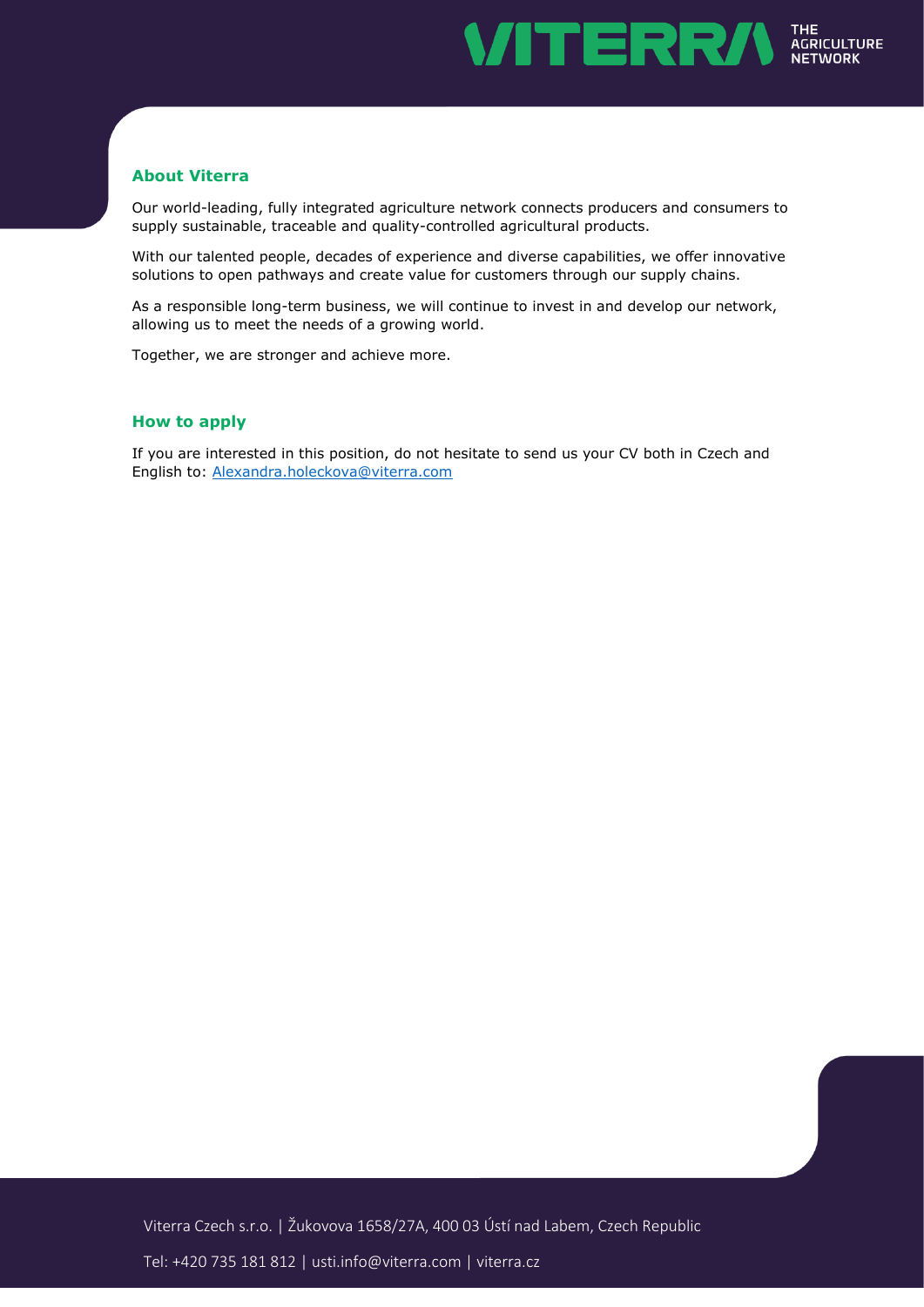## About Viterra

Our world-leading, fully integrated agriculture network connects producers and consumers to supply sustainable, traceable and quality-controlled agricultural products.

With our talented people, decades of experience and diverse capabilities, we offer innovative solutions to open pathways and create value for customers through our supply chains.

As a responsible long-term business, we will continue to invest in and develop our network, allowing us to meet the needs of a growing world.

Together, we are stronger and achieve more.

## How to apply

If you are interested in this position, do not hesitate to send us your CV both in Czech and English to: Alexandra.holeckova@viterra.com

Viterra Czech s.r.o. | Žukovova 1658/27A, 400 03 Ústí nad Labem, Czech Republic

Tel: +420 735 181 812 | usti.info@viterra.com | viterra.cz